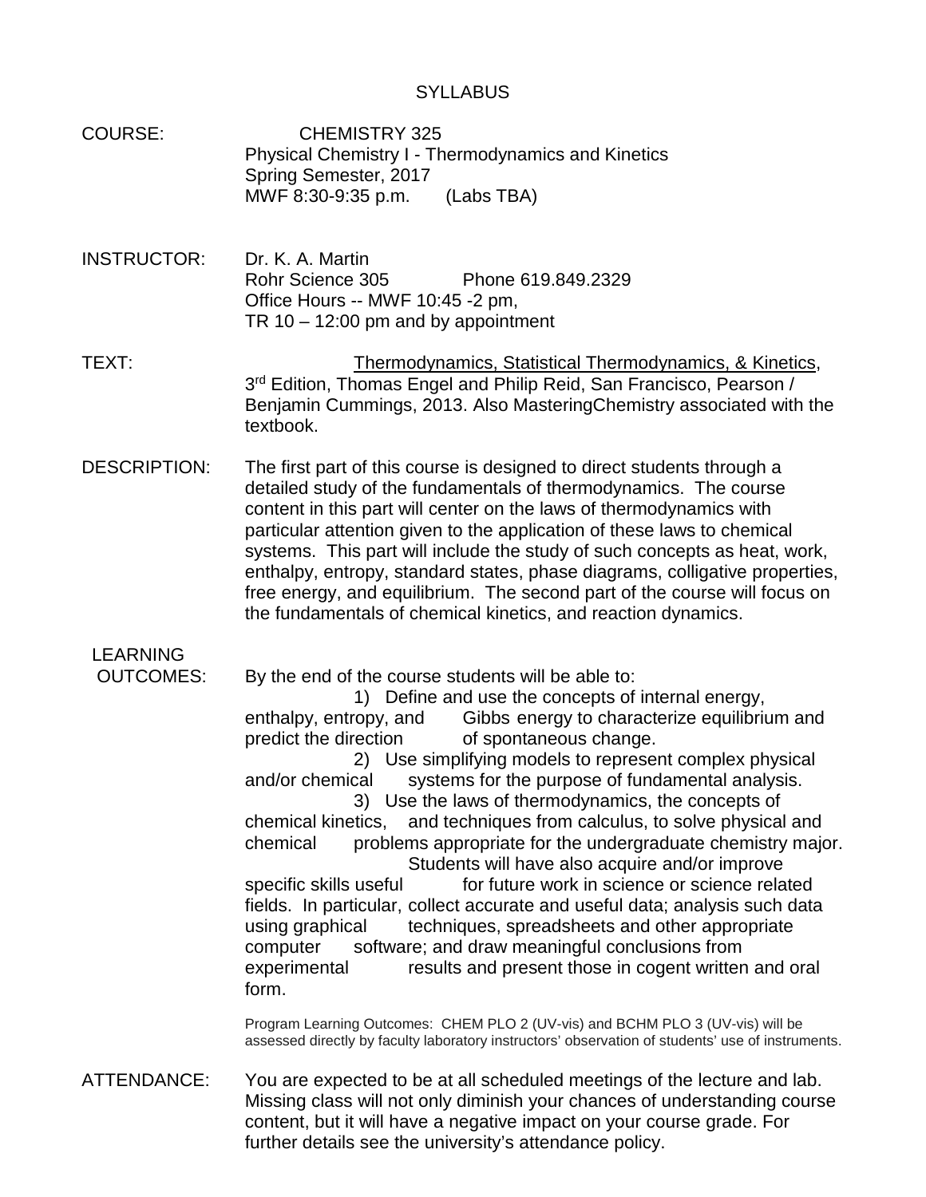# SYLLABUS

**COURSE:** CHEMISTRY 325
Physical Chemistry I - Thermodynamics and Kinetics
Spring Semester, 2017
MWF 8:30-9:35 p.m. (Labs TBA)

**INSTRUCTOR:** Dr. K. A. Martin
Rohr Science 305 Phone 619.849.2329
Office Hours -- MWF 10:45 -2 pm,
TR 10 – 12:00 pm and by appointment

**TEXT:** Thermodynamics, Statistical Thermodynamics, & Kinetics, 3rd Edition, Thomas Engel and Philip Reid, San Francisco, Pearson / Benjamin Cummings, 2013. Also MasteringChemistry associated with the textbook.

**DESCRIPTION:** The first part of this course is designed to direct students through a detailed study of the fundamentals of thermodynamics. The course content in this part will center on the laws of thermodynamics with particular attention given to the application of these laws to chemical systems. This part will include the study of such concepts as heat, work, enthalpy, entropy, standard states, phase diagrams, colligative properties, free energy, and equilibrium. The second part of the course will focus on the fundamentals of chemical kinetics, and reaction dynamics.

**LEARNING OUTCOMES:** By the end of the course students will be able to:

1) Define and use the concepts of internal energy, enthalpy, entropy, and Gibbs energy to characterize equilibrium and predict the direction of spontaneous change.
2) Use simplifying models to represent complex physical and/or chemical systems for the purpose of fundamental analysis.
3) Use the laws of thermodynamics, the concepts of chemical kinetics, and techniques from calculus, to solve physical and chemical problems appropriate for the undergraduate chemistry major.

Students will have also acquire and/or improve specific skills useful for future work in science or science related fields. In particular, collect accurate and useful data; analysis such data using graphical techniques, spreadsheets and other appropriate computer software; and draw meaningful conclusions from experimental results and present those in cogent written and oral form.

Program Learning Outcomes: CHEM PLO 2 (UV-vis) and BCHM PLO 3 (UV-vis) will be assessed directly by faculty laboratory instructors' observation of students' use of instruments.

**ATTENDANCE:** You are expected to be at all scheduled meetings of the lecture and lab. Missing class will not only diminish your chances of understanding course content, but it will have a negative impact on your course grade. For further details see the university's attendance policy.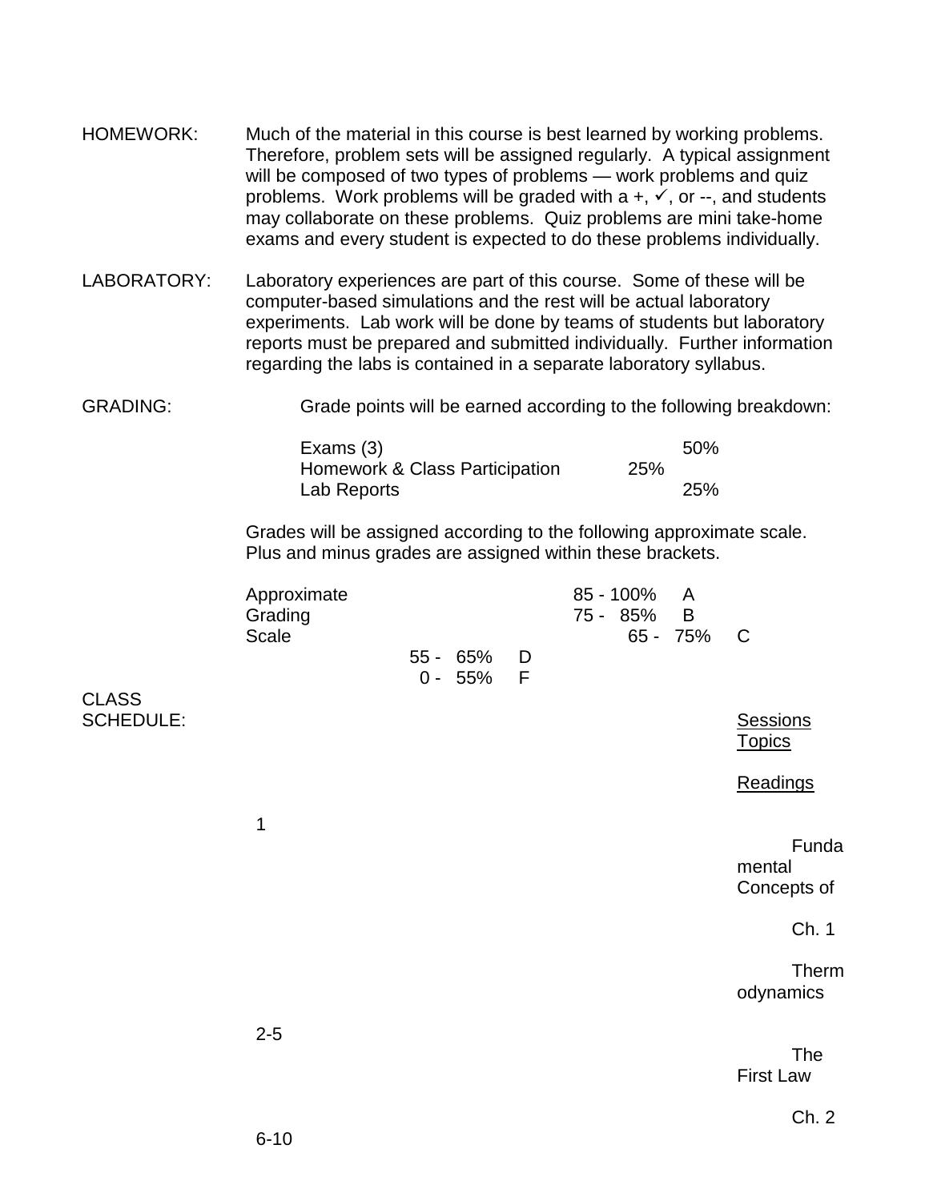**HOMEWORK:** Much of the material in this course is best learned by working problems. Therefore, problem sets will be assigned regularly. A typical assignment will be composed of two types of problems — work problems and quiz problems. Work problems will be graded with a +, ✓, or --, and students may collaborate on these problems. Quiz problems are mini take-home exams and every student is expected to do these problems individually.

**LABORATORY:** Laboratory experiences are part of this course. Some of these will be computer-based simulations and the rest will be actual laboratory experiments. Lab work will be done by teams of students but laboratory reports must be prepared and submitted individually. Further information regarding the labs is contained in a separate laboratory syllabus.

**GRADING:** Grade points will be earned according to the following breakdown:

| Component | Weight |
|---|---|
| Exams (3) | 50% |
| Homework & Class Participation | 25% |
| Lab Reports | 25% |

Grades will be assigned according to the following approximate scale. Plus and minus grades are assigned within these brackets.

Approximate Grading Scale

| Range | Grade |
|---|---|
| 85 - 100% | A |
| 75 - 85% | B |
| 65 - 75% | C |
| 55 - 65% | D |
| 0 - 55% | F |

**CLASS SCHEDULE:**

| Sessions | Topics | Readings |
|---|---|---|
| 1 | Fundamental Concepts of Thermodynamics | Ch. 1 |
| 2-5 | The First Law | Ch. 2 |
| 6-10 | | |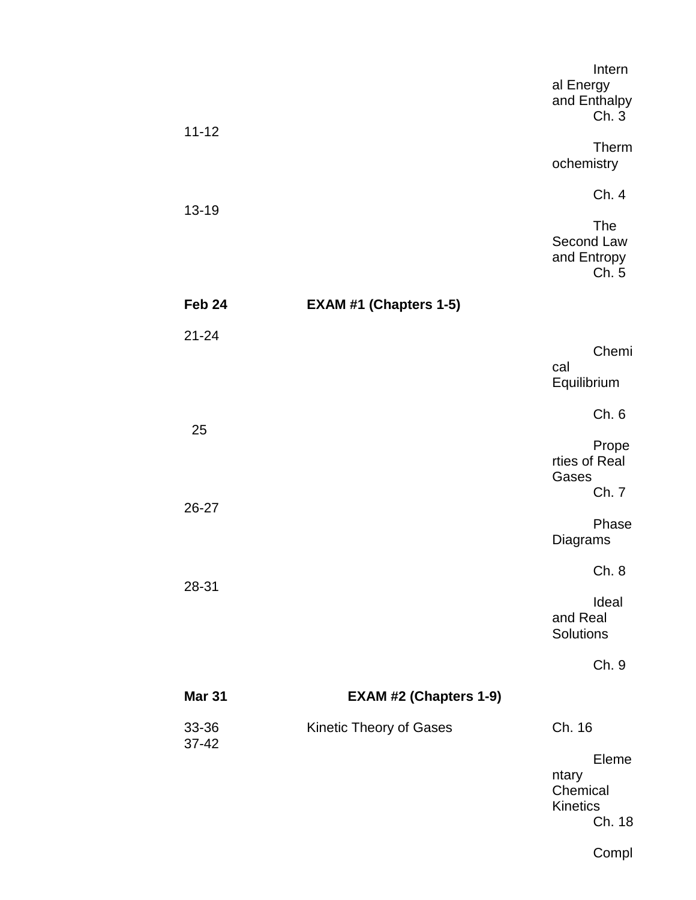| | | |
|---|---|---|
| | Internal Energy and Enthalpy | Ch. 3 |
| 11-12 | Thermochemistry | Ch. 4 |
| 13-19 | The Second Law and Entropy | Ch. 5 |
| **Feb 24** | **EXAM #1 (Chapters 1-5)** | |
| 21-24 | Chemical Equilibrium | Ch. 6 |
| 25 | Properties of Real Gases | Ch. 7 |
| 26-27 | Phase Diagrams | Ch. 8 |
| 28-31 | Ideal and Real Solutions | Ch. 9 |
| **Mar 31** | **EXAM #2 (Chapters 1-9)** | |
| 33-36 | Kinetic Theory of Gases | Ch. 16 |
| 37-42 | Elementary Chemical Kinetics | Ch. 18 |
| | Compl | |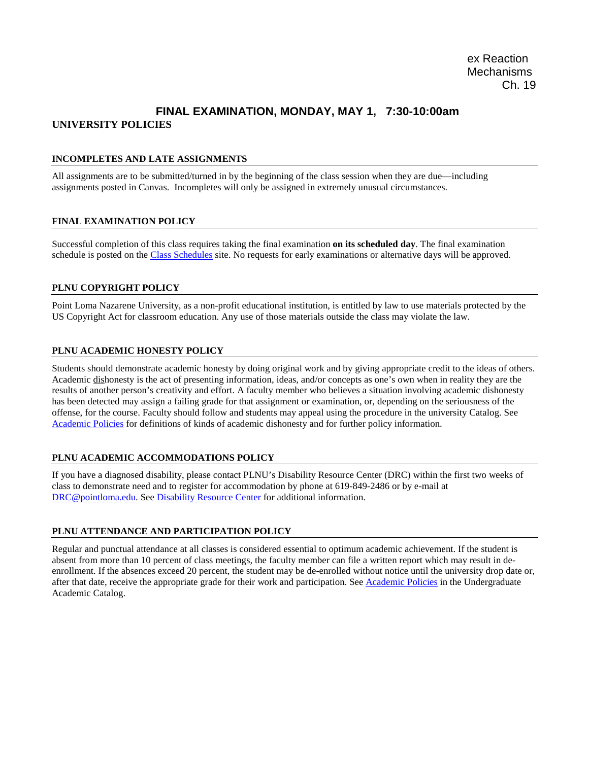ex Reaction Mechanisms Ch. 19

## FINAL EXAMINATION, MONDAY, MAY 1, 7:30-10:00am

## UNIVERSITY POLICIES

### INCOMPLETES AND LATE ASSIGNMENTS

All assignments are to be submitted/turned in by the beginning of the class session when they are due—including assignments posted in Canvas. Incompletes will only be assigned in extremely unusual circumstances.

### FINAL EXAMINATION POLICY

Successful completion of this class requires taking the final examination **on its scheduled day**. The final examination schedule is posted on the Class Schedules site. No requests for early examinations or alternative days will be approved.

### PLNU COPYRIGHT POLICY

Point Loma Nazarene University, as a non-profit educational institution, is entitled by law to use materials protected by the US Copyright Act for classroom education. Any use of those materials outside the class may violate the law.

### PLNU ACADEMIC HONESTY POLICY

Students should demonstrate academic honesty by doing original work and by giving appropriate credit to the ideas of others. Academic dishonesty is the act of presenting information, ideas, and/or concepts as one's own when in reality they are the results of another person's creativity and effort. A faculty member who believes a situation involving academic dishonesty has been detected may assign a failing grade for that assignment or examination, or, depending on the seriousness of the offense, for the course. Faculty should follow and students may appeal using the procedure in the university Catalog. See Academic Policies for definitions of kinds of academic dishonesty and for further policy information.

### PLNU ACADEMIC ACCOMMODATIONS POLICY

If you have a diagnosed disability, please contact PLNU's Disability Resource Center (DRC) within the first two weeks of class to demonstrate need and to register for accommodation by phone at 619-849-2486 or by e-mail at DRC@pointloma.edu. See Disability Resource Center for additional information.

### PLNU ATTENDANCE AND PARTICIPATION POLICY

Regular and punctual attendance at all classes is considered essential to optimum academic achievement. If the student is absent from more than 10 percent of class meetings, the faculty member can file a written report which may result in de-enrollment. If the absences exceed 20 percent, the student may be de-enrolled without notice until the university drop date or, after that date, receive the appropriate grade for their work and participation. See Academic Policies in the Undergraduate Academic Catalog.